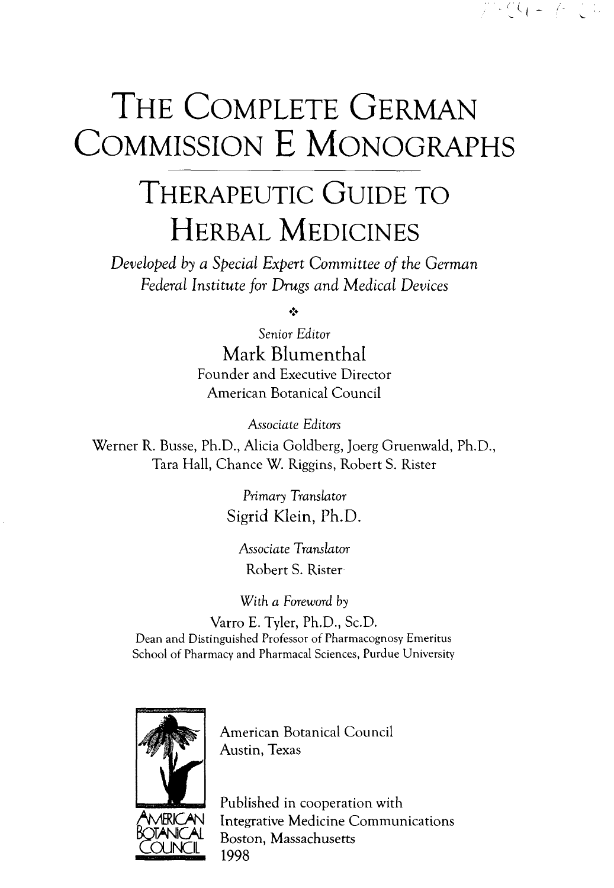# THE COMPLETE GERMAN COMMISSION E MONOGRAPHS

## THERAPEUTIC GUIDE TO HERBAL MEDICINES

*Developed by a Special Expert Committee of the German Federal Institute for Drugs and Medical Devices*

❖

*Senior Editor*

Mark Blumenthal

Founder and Executive Director

American Botanical Council

*Associate Editors*

Werner R. Busse, Ph.D., Alicia Goldberg, Joerg Gruenwald, Ph.D., Tara Hall, Chance W. Riggins, Robert S. Rister

*Primary Translator*

Sigrid Klein, Ph.D.

*Associate Translator*

Robert S. Rister

*With a Foreword by*

Varro E. Tyler, Ph.D., Sc.D.

Dean and Distinguished Professor of Pharmacognosy Emeritus

School of Pharmacy and Pharmacal Sciences, Purdue University

AMERICAN BOTANICAL COUNCIL

American Botanical Council

Austin, Texas

Published in cooperation with

Integrative Medicine Communications

Boston, Massachusetts

1998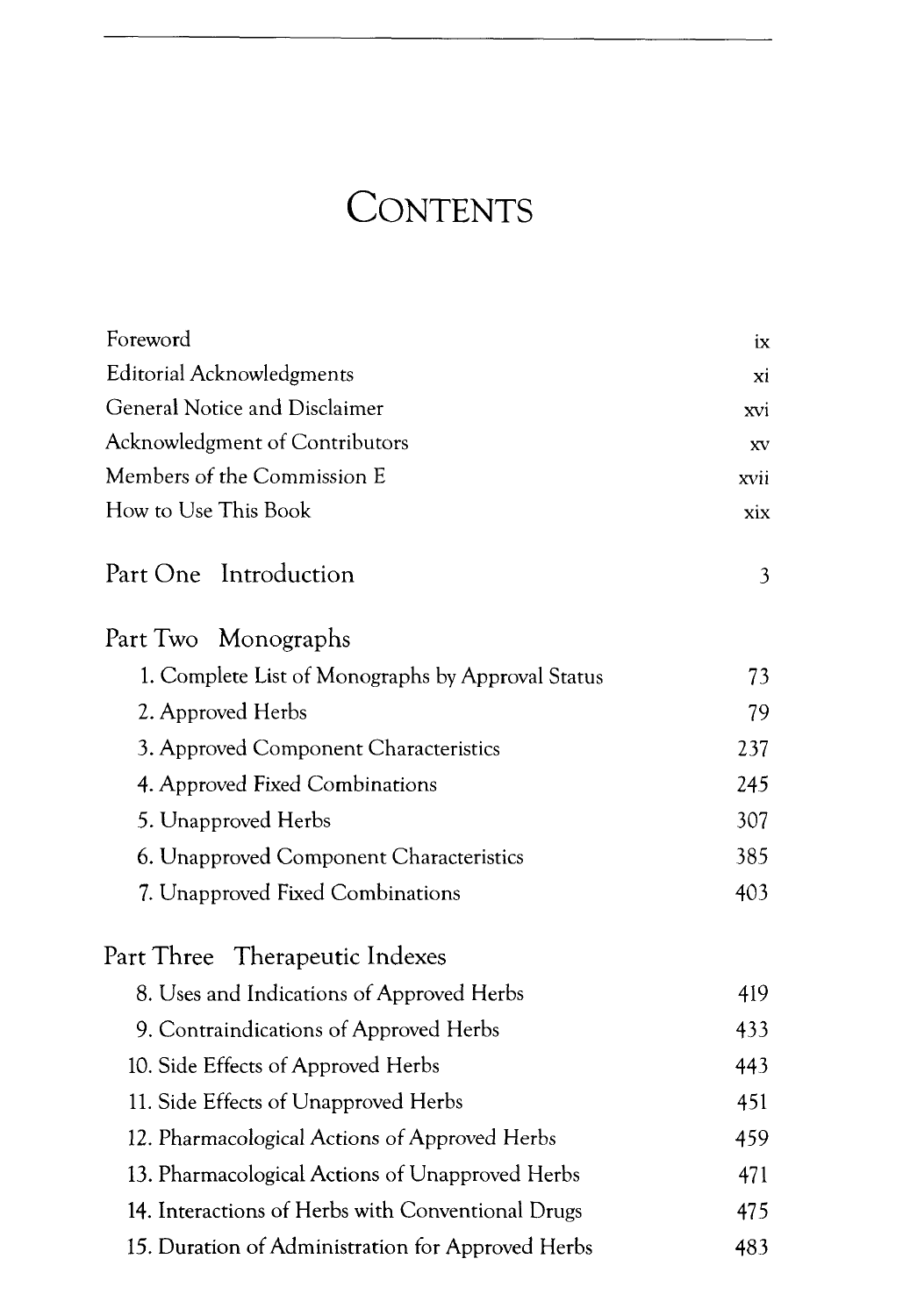# Contents

| | |
|---|---|
| Foreword | ix |
| Editorial Acknowledgments | xi |
| General Notice and Disclaimer | xvi |
| Acknowledgment of Contributors | xv |
| Members of the Commission E | xvii |
| How to Use This Book | xix |

## Part One Introduction — 3

## Part Two Monographs

| | |
|---|---|
| 1. Complete List of Monographs by Approval Status | 73 |
| 2. Approved Herbs | 79 |
| 3. Approved Component Characteristics | 237 |
| 4. Approved Fixed Combinations | 245 |
| 5. Unapproved Herbs | 307 |
| 6. Unapproved Component Characteristics | 385 |
| 7. Unapproved Fixed Combinations | 403 |

## Part Three Therapeutic Indexes

| | |
|---|---|
| 8. Uses and Indications of Approved Herbs | 419 |
| 9. Contraindications of Approved Herbs | 433 |
| 10. Side Effects of Approved Herbs | 443 |
| 11. Side Effects of Unapproved Herbs | 451 |
| 12. Pharmacological Actions of Approved Herbs | 459 |
| 13. Pharmacological Actions of Unapproved Herbs | 471 |
| 14. Interactions of Herbs with Conventional Drugs | 475 |
| 15. Duration of Administration for Approved Herbs | 483 |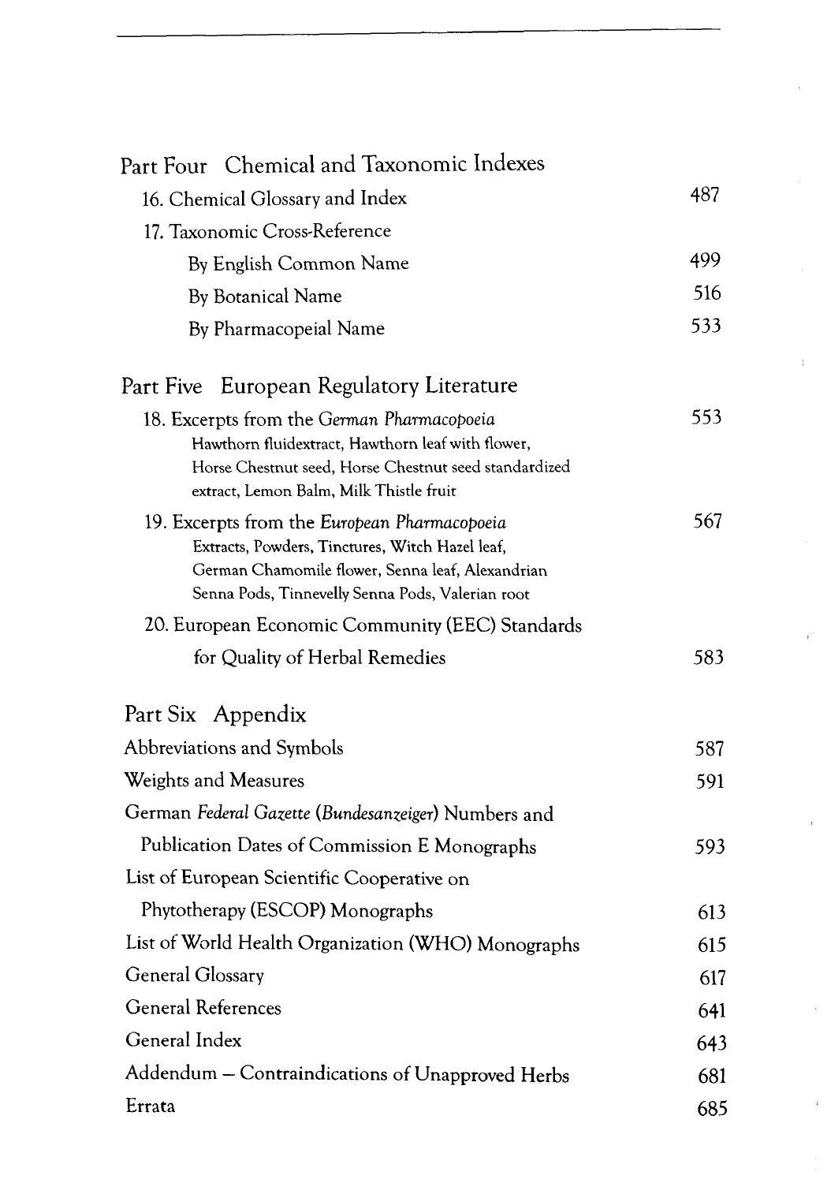## Part Four Chemical and Taxonomic Indexes

16. Chemical Glossary and Index 487

17. Taxonomic Cross-Reference

- By English Common Name 499
- By Botanical Name 516
- By Pharmacopeial Name 533

## Part Five European Regulatory Literature

18. Excerpts from the *German Pharmacopoeia* 553
    Hawthorn fluidextract, Hawthorn leaf with flower, Horse Chestnut seed, Horse Chestnut seed standardized extract, Lemon Balm, Milk Thistle fruit

19. Excerpts from the *European Pharmacopoeia* 567
    Extracts, Powders, Tinctures, Witch Hazel leaf, German Chamomile flower, Senna leaf, Alexandrian Senna Pods, Tinnevelly Senna Pods, Valerian root

20. European Economic Community (EEC) Standards for Quality of Herbal Remedies 583

## Part Six Appendix

Abbreviations and Symbols 587

Weights and Measures 591

German *Federal Gazette* (*Bundesanzeiger*) Numbers and Publication Dates of Commission E Monographs 593

List of European Scientific Cooperative on Phytotherapy (ESCOP) Monographs 613

List of World Health Organization (WHO) Monographs 615

General Glossary 617

General References 641

General Index 643

Addendum – Contraindications of Unapproved Herbs 681

Errata 685